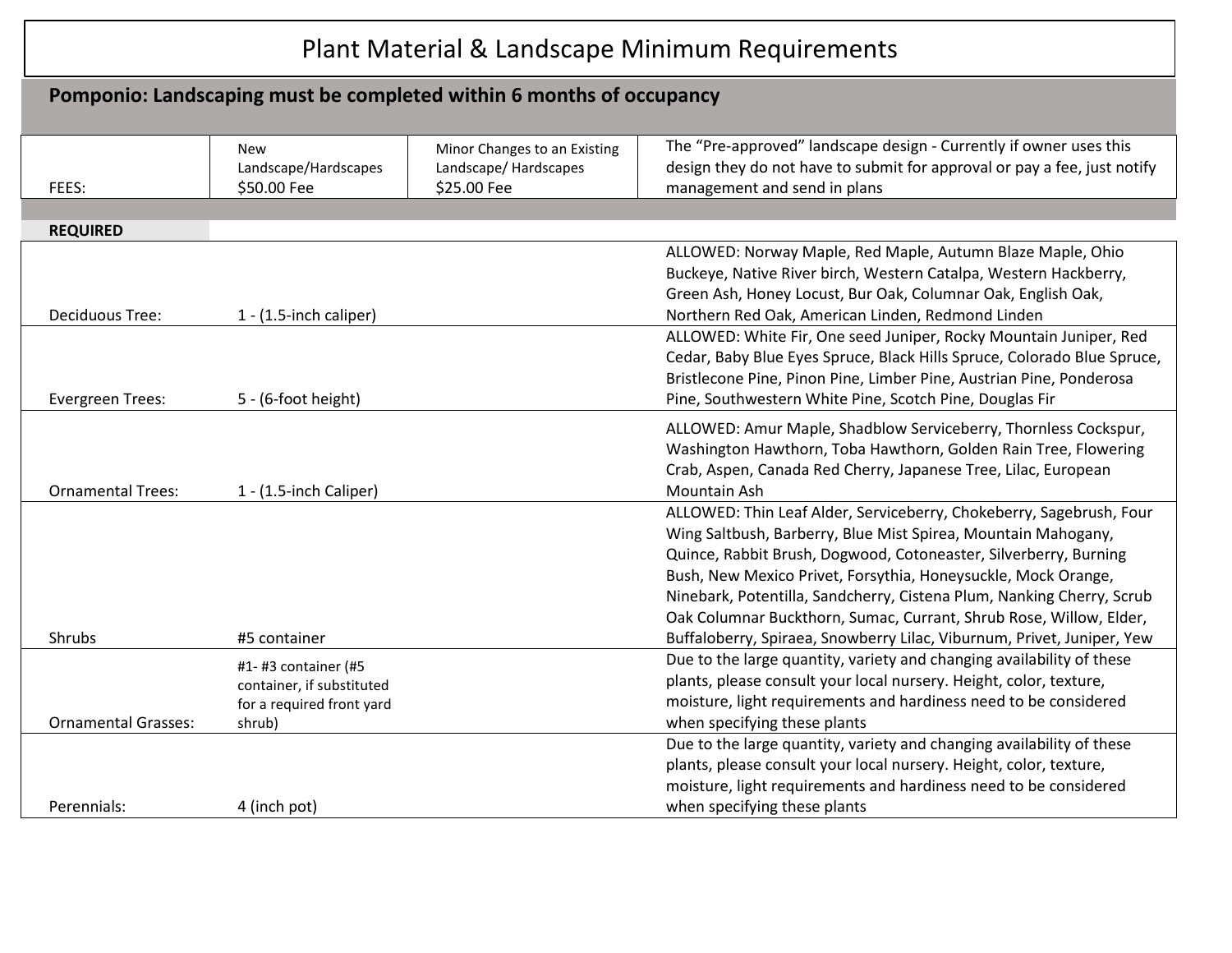# Plant Material & Landscape Minimum Requirements

## Pomponio: Landscaping must be completed within 6 months of occupancy

| FEES: | New Landscape/Hardscapes $50.00 Fee | Minor Changes to an Existing Landscape/ Hardscapes $25.00 Fee | The "Pre-approved" landscape design - Currently if owner uses this design they do not have to submit for approval or pay a fee, just notify management and send in plans |
|---|---|---|---|

**REQUIRED**

| | | | |
|---|---|---|---|
| Deciduous Tree: | 1 - (1.5-inch caliper) | | ALLOWED: Norway Maple, Red Maple, Autumn Blaze Maple, Ohio Buckeye, Native River birch, Western Catalpa, Western Hackberry, Green Ash, Honey Locust, Bur Oak, Columnar Oak, English Oak, Northern Red Oak, American Linden, Redmond Linden |
| Evergreen Trees: | 5 - (6-foot height) | | ALLOWED: White Fir, One seed Juniper, Rocky Mountain Juniper, Red Cedar, Baby Blue Eyes Spruce, Black Hills Spruce, Colorado Blue Spruce, Bristlecone Pine, Pinon Pine, Limber Pine, Austrian Pine, Ponderosa Pine, Southwestern White Pine, Scotch Pine, Douglas Fir |
| Ornamental Trees: | 1 - (1.5-inch Caliper) | | ALLOWED: Amur Maple, Shadblow Serviceberry, Thornless Cockspur, Washington Hawthorn, Toba Hawthorn, Golden Rain Tree, Flowering Crab, Aspen, Canada Red Cherry, Japanese Tree, Lilac, European Mountain Ash |
| Shrubs | #5 container | | ALLOWED: Thin Leaf Alder, Serviceberry, Chokeberry, Sagebrush, Four Wing Saltbush, Barberry, Blue Mist Spirea, Mountain Mahogany, Quince, Rabbit Brush, Dogwood, Cotoneaster, Silverberry, Burning Bush, New Mexico Privet, Forsythia, Honeysuckle, Mock Orange, Ninebark, Potentilla, Sandcherry, Cistena Plum, Nanking Cherry, Scrub Oak Columnar Buckthorn, Sumac, Currant, Shrub Rose, Willow, Elder, Buffaloberry, Spiraea, Snowberry Lilac, Viburnum, Privet, Juniper, Yew |
| Ornamental Grasses: | #1- #3 container (#5 container, if substituted for a required front yard shrub) | | Due to the large quantity, variety and changing availability of these plants, please consult your local nursery. Height, color, texture, moisture, light requirements and hardiness need to be considered when specifying these plants |
| Perennials: | 4 (inch pot) | | Due to the large quantity, variety and changing availability of these plants, please consult your local nursery. Height, color, texture, moisture, light requirements and hardiness need to be considered when specifying these plants |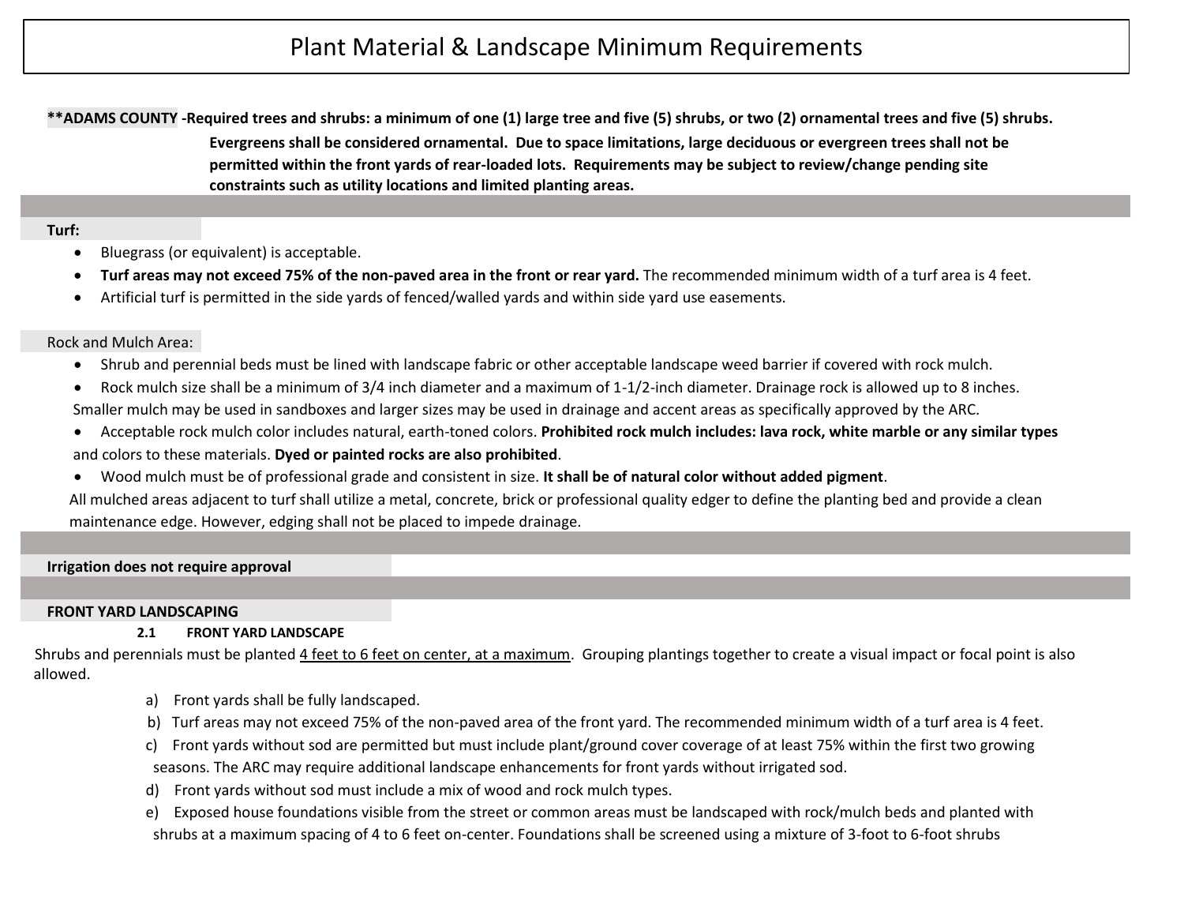# Plant Material & Landscape Minimum Requirements

**\*\*ADAMS COUNTY -Required trees and shrubs: a minimum of one (1) large tree and five (5) shrubs, or two (2) ornamental trees and five (5) shrubs. Evergreens shall be considered ornamental. Due to space limitations, large deciduous or evergreen trees shall not be permitted within the front yards of rear-loaded lots. Requirements may be subject to review/change pending site constraints such as utility locations and limited planting areas.**

**Turf:**

- Bluegrass (or equivalent) is acceptable.
- **Turf areas may not exceed 75% of the non-paved area in the front or rear yard.** The recommended minimum width of a turf area is 4 feet.
- Artificial turf is permitted in the side yards of fenced/walled yards and within side yard use easements.

Rock and Mulch Area:

- Shrub and perennial beds must be lined with landscape fabric or other acceptable landscape weed barrier if covered with rock mulch.
- Rock mulch size shall be a minimum of 3/4 inch diameter and a maximum of 1-1/2-inch diameter. Drainage rock is allowed up to 8 inches. Smaller mulch may be used in sandboxes and larger sizes may be used in drainage and accent areas as specifically approved by the ARC.
- Acceptable rock mulch color includes natural, earth-toned colors. **Prohibited rock mulch includes: lava rock, white marble or any similar types** and colors to these materials. **Dyed or painted rocks are also prohibited**.
- Wood mulch must be of professional grade and consistent in size. **It shall be of natural color without added pigment**.

All mulched areas adjacent to turf shall utilize a metal, concrete, brick or professional quality edger to define the planting bed and provide a clean maintenance edge. However, edging shall not be placed to impede drainage.

**Irrigation does not require approval**

**FRONT YARD LANDSCAPING**

**2.1 FRONT YARD LANDSCAPE**

Shrubs and perennials must be planted 4 feet to 6 feet on center, at a maximum. Grouping plantings together to create a visual impact or focal point is also allowed.

a) Front yards shall be fully landscaped.

b) Turf areas may not exceed 75% of the non-paved area of the front yard. The recommended minimum width of a turf area is 4 feet.

c) Front yards without sod are permitted but must include plant/ground cover coverage of at least 75% within the first two growing seasons. The ARC may require additional landscape enhancements for front yards without irrigated sod.

d) Front yards without sod must include a mix of wood and rock mulch types.

e) Exposed house foundations visible from the street or common areas must be landscaped with rock/mulch beds and planted with shrubs at a maximum spacing of 4 to 6 feet on-center. Foundations shall be screened using a mixture of 3-foot to 6-foot shrubs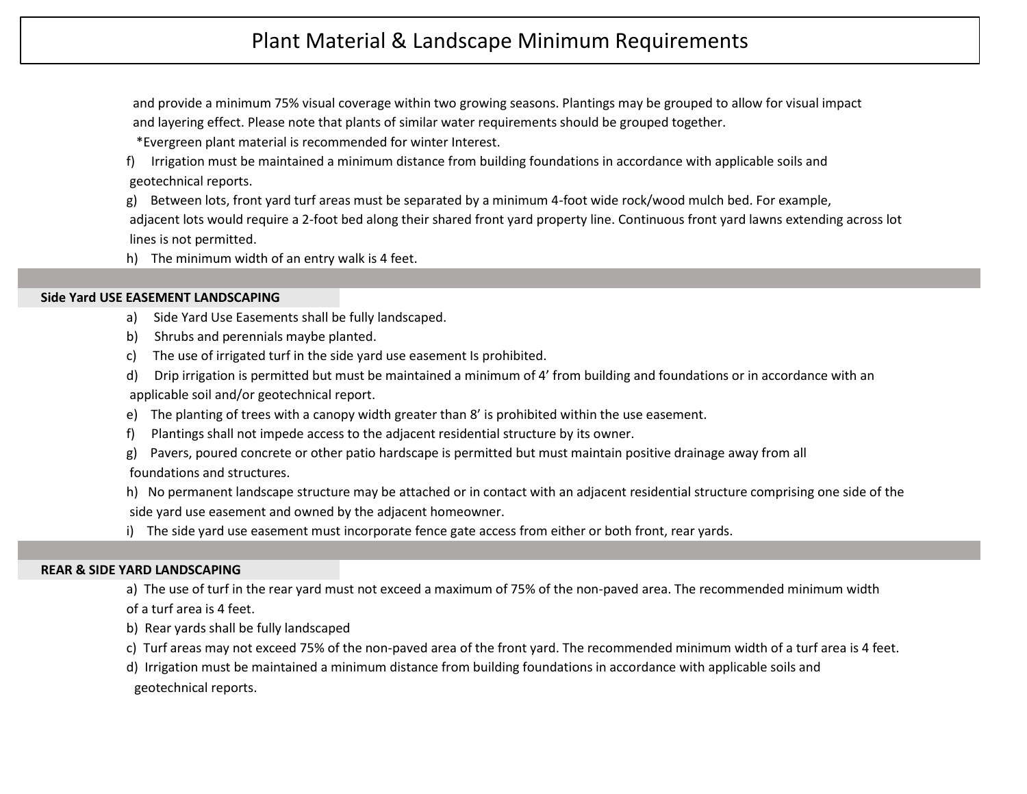# Plant Material & Landscape Minimum Requirements

and provide a minimum 75% visual coverage within two growing seasons. Plantings may be grouped to allow for visual impact and layering effect. Please note that plants of similar water requirements should be grouped together.

*Evergreen plant material is recommended for winter Interest.

f) Irrigation must be maintained a minimum distance from building foundations in accordance with applicable soils and geotechnical reports.

g) Between lots, front yard turf areas must be separated by a minimum 4-foot wide rock/wood mulch bed. For example, adjacent lots would require a 2-foot bed along their shared front yard property line. Continuous front yard lawns extending across lot lines is not permitted.

h) The minimum width of an entry walk is 4 feet.

## Side Yard USE EASEMENT LANDSCAPING

a) Side Yard Use Easements shall be fully landscaped.

b) Shrubs and perennials maybe planted.

c) The use of irrigated turf in the side yard use easement Is prohibited.

d) Drip irrigation is permitted but must be maintained a minimum of 4' from building and foundations or in accordance with an applicable soil and/or geotechnical report.

e) The planting of trees with a canopy width greater than 8' is prohibited within the use easement.

f) Plantings shall not impede access to the adjacent residential structure by its owner.

g) Pavers, poured concrete or other patio hardscape is permitted but must maintain positive drainage away from all foundations and structures.

h) No permanent landscape structure may be attached or in contact with an adjacent residential structure comprising one side of the side yard use easement and owned by the adjacent homeowner.

i) The side yard use easement must incorporate fence gate access from either or both front, rear yards.

## REAR & SIDE YARD LANDSCAPING

a) The use of turf in the rear yard must not exceed a maximum of 75% of the non-paved area. The recommended minimum width of a turf area is 4 feet.

b) Rear yards shall be fully landscaped

c) Turf areas may not exceed 75% of the non-paved area of the front yard. The recommended minimum width of a turf area is 4 feet.

d) Irrigation must be maintained a minimum distance from building foundations in accordance with applicable soils and geotechnical reports.